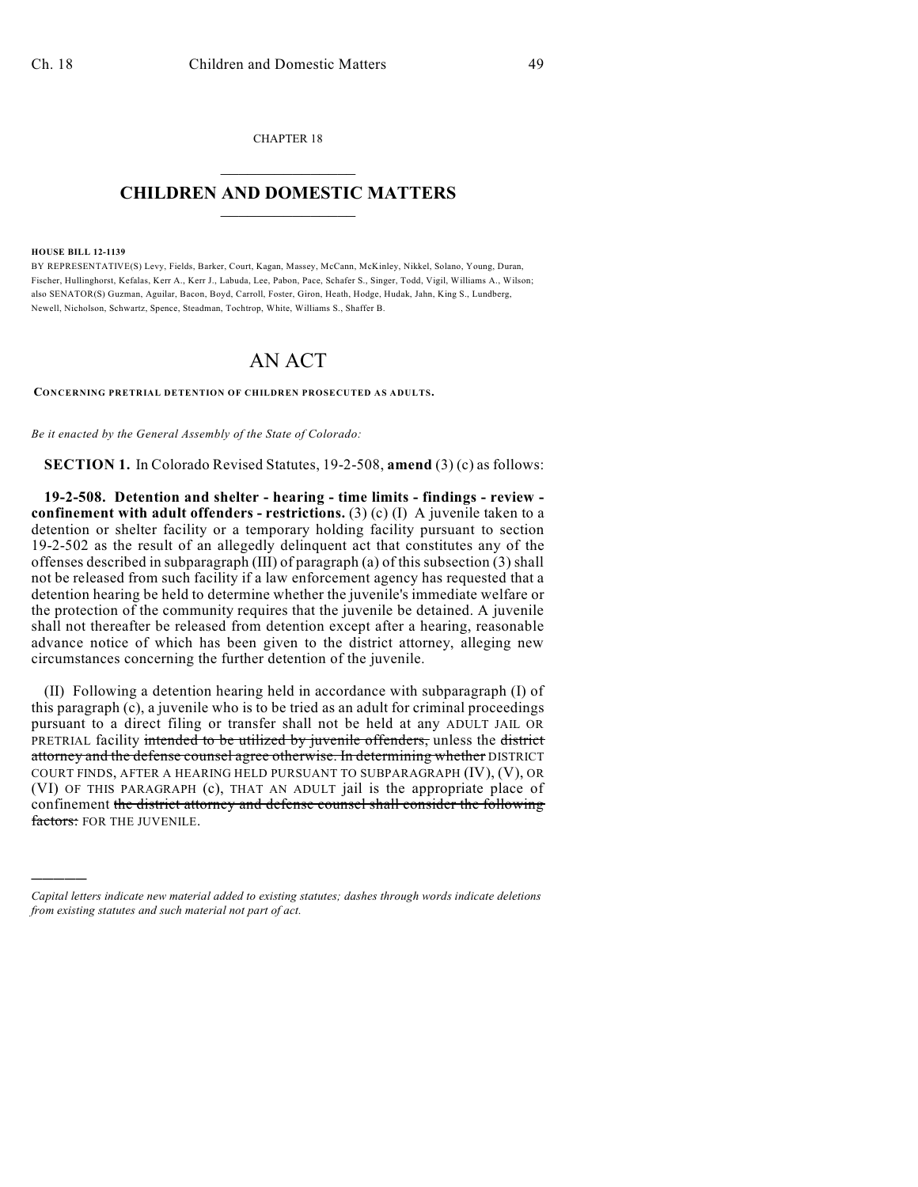CHAPTER 18

# CHILDREN AND DOMESTIC MATTERS

**HOUSE BILL 12-1139**

BY REPRESENTATIVE(S) Levy, Fields, Barker, Court, Kagan, Massey, McCann, McKinley, Nikkel, Solano, Young, Duran, Fischer, Hullinghorst, Kefalas, Kerr A., Kerr J., Labuda, Lee, Pabon, Pace, Schafer S., Singer, Todd, Vigil, Williams A., Wilson; also SENATOR(S) Guzman, Aguilar, Bacon, Boyd, Carroll, Foster, Giron, Heath, Hodge, Hudak, Jahn, King S., Lundberg, Newell, Nicholson, Schwartz, Spence, Steadman, Tochtrop, White, Williams S., Shaffer B.

# AN ACT

**CONCERNING PRETRIAL DETENTION OF CHILDREN PROSECUTED AS ADULTS.**

*Be it enacted by the General Assembly of the State of Colorado:*

**SECTION 1.** In Colorado Revised Statutes, 19-2-508, **amend** (3) (c) as follows:

**19-2-508. Detention and shelter - hearing - time limits - findings - review - confinement with adult offenders - restrictions.** (3) (c) (I) A juvenile taken to a detention or shelter facility or a temporary holding facility pursuant to section 19-2-502 as the result of an allegedly delinquent act that constitutes any of the offenses described in subparagraph (III) of paragraph (a) of this subsection (3) shall not be released from such facility if a law enforcement agency has requested that a detention hearing be held to determine whether the juvenile's immediate welfare or the protection of the community requires that the juvenile be detained. A juvenile shall not thereafter be released from detention except after a hearing, reasonable advance notice of which has been given to the district attorney, alleging new circumstances concerning the further detention of the juvenile.

(II) Following a detention hearing held in accordance with subparagraph (I) of this paragraph (c), a juvenile who is to be tried as an adult for criminal proceedings pursuant to a direct filing or transfer shall not be held at any ADULT JAIL OR PRETRIAL facility ~~intended to be utilized by juvenile offenders,~~ unless the ~~district attorney and the defense counsel agree otherwise. In determining whether~~ DISTRICT COURT FINDS, AFTER A HEARING HELD PURSUANT TO SUBPARAGRAPH (IV), (V), OR (VI) OF THIS PARAGRAPH (c), THAT AN ADULT jail is the appropriate place of confinement ~~the district attorney and defense counsel shall consider the following factors:~~ FOR THE JUVENILE.

---

*Capital letters indicate new material added to existing statutes; dashes through words indicate deletions from existing statutes and such material not part of act.*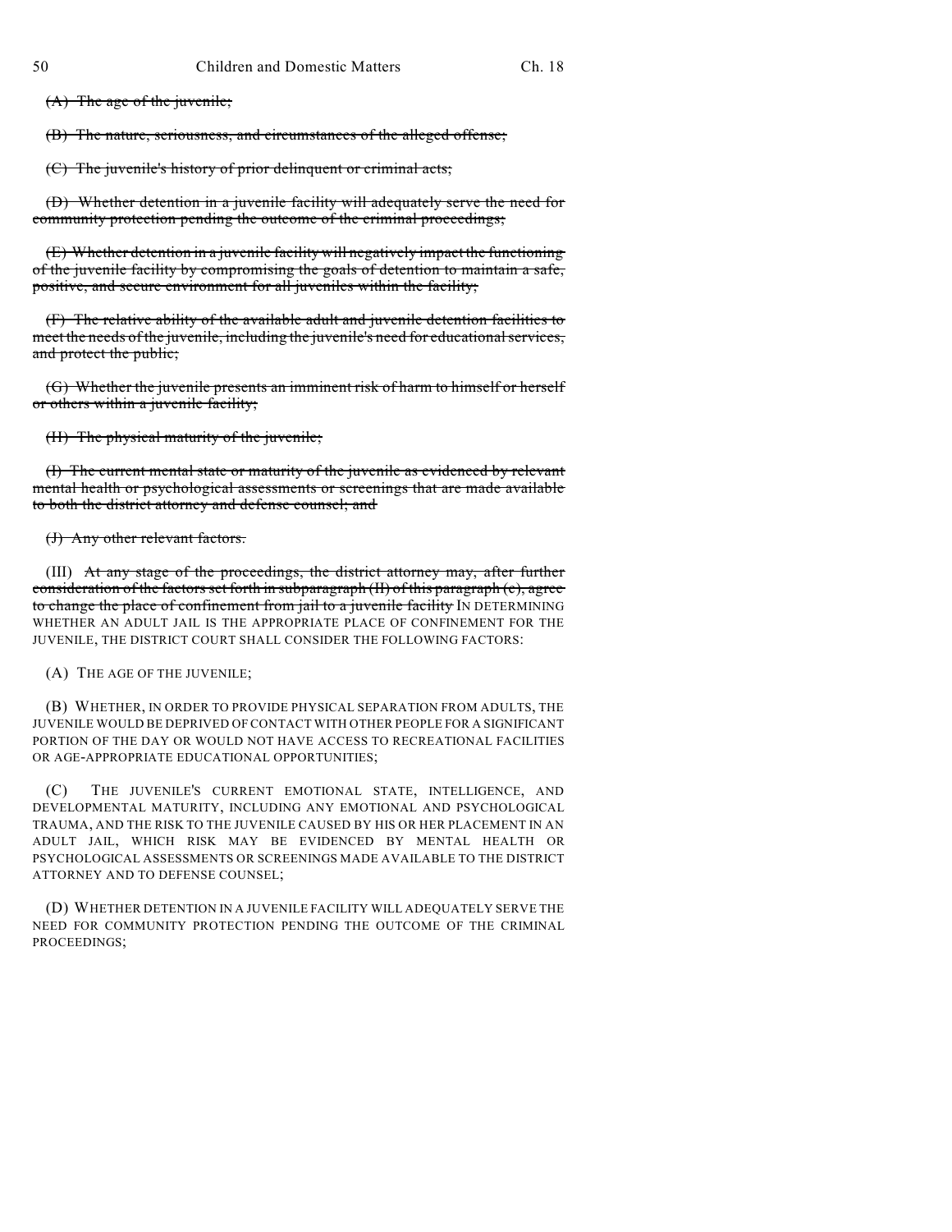~~(A) The age of the juvenile;~~

~~(B) The nature, seriousness, and circumstances of the alleged offense;~~

~~(C) The juvenile's history of prior delinquent or criminal acts;~~

~~(D) Whether detention in a juvenile facility will adequately serve the need for community protection pending the outcome of the criminal proceedings;~~

~~(E) Whether detention in a juvenile facility will negatively impact the functioning of the juvenile facility by compromising the goals of detention to maintain a safe, positive, and secure environment for all juveniles within the facility;~~

~~(F) The relative ability of the available adult and juvenile detention facilities to meet the needs of the juvenile, including the juvenile's need for educational services, and protect the public;~~

~~(G) Whether the juvenile presents an imminent risk of harm to himself or herself or others within a juvenile facility;~~

~~(H) The physical maturity of the juvenile;~~

~~(I) The current mental state or maturity of the juvenile as evidenced by relevant mental health or psychological assessments or screenings that are made available to both the district attorney and defense counsel; and~~

~~(J) Any other relevant factors.~~

(III) ~~At any stage of the proceedings, the district attorney may, after further consideration of the factors set forth in subparagraph (II) of this paragraph (c), agree to change the place of confinement from jail to a juvenile facility~~ IN DETERMINING WHETHER AN ADULT JAIL IS THE APPROPRIATE PLACE OF CONFINEMENT FOR THE JUVENILE, THE DISTRICT COURT SHALL CONSIDER THE FOLLOWING FACTORS:

(A) THE AGE OF THE JUVENILE;

(B) WHETHER, IN ORDER TO PROVIDE PHYSICAL SEPARATION FROM ADULTS, THE JUVENILE WOULD BE DEPRIVED OF CONTACT WITH OTHER PEOPLE FOR A SIGNIFICANT PORTION OF THE DAY OR WOULD NOT HAVE ACCESS TO RECREATIONAL FACILITIES OR AGE-APPROPRIATE EDUCATIONAL OPPORTUNITIES;

(C) THE JUVENILE'S CURRENT EMOTIONAL STATE, INTELLIGENCE, AND DEVELOPMENTAL MATURITY, INCLUDING ANY EMOTIONAL AND PSYCHOLOGICAL TRAUMA, AND THE RISK TO THE JUVENILE CAUSED BY HIS OR HER PLACEMENT IN AN ADULT JAIL, WHICH RISK MAY BE EVIDENCED BY MENTAL HEALTH OR PSYCHOLOGICAL ASSESSMENTS OR SCREENINGS MADE AVAILABLE TO THE DISTRICT ATTORNEY AND TO DEFENSE COUNSEL;

(D) WHETHER DETENTION IN A JUVENILE FACILITY WILL ADEQUATELY SERVE THE NEED FOR COMMUNITY PROTECTION PENDING THE OUTCOME OF THE CRIMINAL PROCEEDINGS;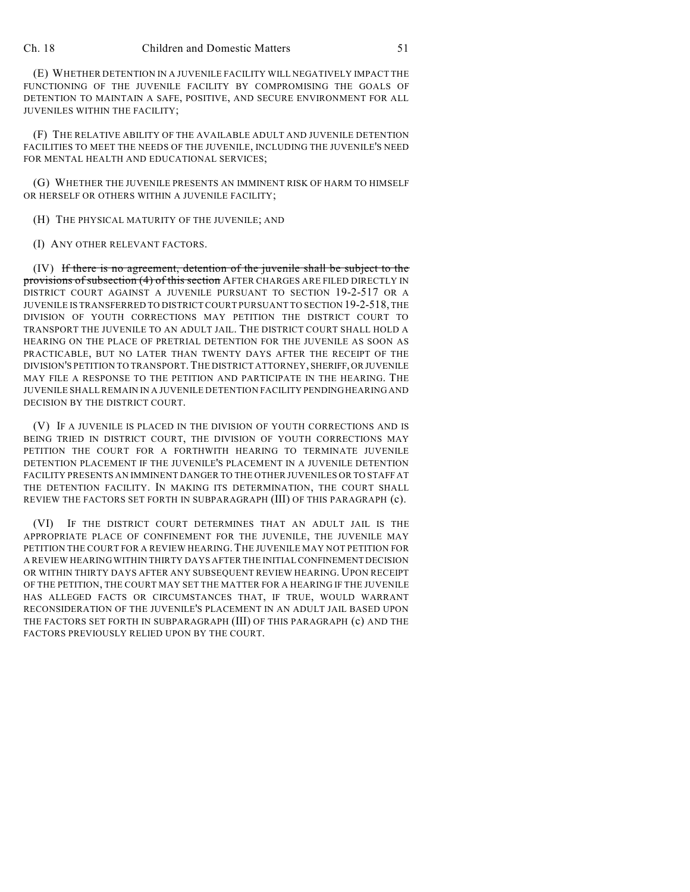(E) WHETHER DETENTION IN A JUVENILE FACILITY WILL NEGATIVELY IMPACT THE FUNCTIONING OF THE JUVENILE FACILITY BY COMPROMISING THE GOALS OF DETENTION TO MAINTAIN A SAFE, POSITIVE, AND SECURE ENVIRONMENT FOR ALL JUVENILES WITHIN THE FACILITY;

(F) THE RELATIVE ABILITY OF THE AVAILABLE ADULT AND JUVENILE DETENTION FACILITIES TO MEET THE NEEDS OF THE JUVENILE, INCLUDING THE JUVENILE'S NEED FOR MENTAL HEALTH AND EDUCATIONAL SERVICES;

(G) WHETHER THE JUVENILE PRESENTS AN IMMINENT RISK OF HARM TO HIMSELF OR HERSELF OR OTHERS WITHIN A JUVENILE FACILITY;

(H) THE PHYSICAL MATURITY OF THE JUVENILE; AND

(I) ANY OTHER RELEVANT FACTORS.

(IV) ~~If there is no agreement, detention of the juvenile shall be subject to the provisions of subsection (4) of this section~~ AFTER CHARGES ARE FILED DIRECTLY IN DISTRICT COURT AGAINST A JUVENILE PURSUANT TO SECTION 19-2-517 OR A JUVENILE IS TRANSFERRED TO DISTRICT COURT PURSUANT TO SECTION 19-2-518, THE DIVISION OF YOUTH CORRECTIONS MAY PETITION THE DISTRICT COURT TO TRANSPORT THE JUVENILE TO AN ADULT JAIL. THE DISTRICT COURT SHALL HOLD A HEARING ON THE PLACE OF PRETRIAL DETENTION FOR THE JUVENILE AS SOON AS PRACTICABLE, BUT NO LATER THAN TWENTY DAYS AFTER THE RECEIPT OF THE DIVISION'S PETITION TO TRANSPORT. THE DISTRICT ATTORNEY, SHERIFF, OR JUVENILE MAY FILE A RESPONSE TO THE PETITION AND PARTICIPATE IN THE HEARING. THE JUVENILE SHALL REMAIN IN A JUVENILE DETENTION FACILITY PENDING HEARING AND DECISION BY THE DISTRICT COURT.

(V) IF A JUVENILE IS PLACED IN THE DIVISION OF YOUTH CORRECTIONS AND IS BEING TRIED IN DISTRICT COURT, THE DIVISION OF YOUTH CORRECTIONS MAY PETITION THE COURT FOR A FORTHWITH HEARING TO TERMINATE JUVENILE DETENTION PLACEMENT IF THE JUVENILE'S PLACEMENT IN A JUVENILE DETENTION FACILITY PRESENTS AN IMMINENT DANGER TO THE OTHER JUVENILES OR TO STAFF AT THE DETENTION FACILITY. IN MAKING ITS DETERMINATION, THE COURT SHALL REVIEW THE FACTORS SET FORTH IN SUBPARAGRAPH (III) OF THIS PARAGRAPH (c).

(VI) IF THE DISTRICT COURT DETERMINES THAT AN ADULT JAIL IS THE APPROPRIATE PLACE OF CONFINEMENT FOR THE JUVENILE, THE JUVENILE MAY PETITION THE COURT FOR A REVIEW HEARING. THE JUVENILE MAY NOT PETITION FOR A REVIEW HEARING WITHIN THIRTY DAYS AFTER THE INITIAL CONFINEMENT DECISION OR WITHIN THIRTY DAYS AFTER ANY SUBSEQUENT REVIEW HEARING. UPON RECEIPT OF THE PETITION, THE COURT MAY SET THE MATTER FOR A HEARING IF THE JUVENILE HAS ALLEGED FACTS OR CIRCUMSTANCES THAT, IF TRUE, WOULD WARRANT RECONSIDERATION OF THE JUVENILE'S PLACEMENT IN AN ADULT JAIL BASED UPON THE FACTORS SET FORTH IN SUBPARAGRAPH (III) OF THIS PARAGRAPH (c) AND THE FACTORS PREVIOUSLY RELIED UPON BY THE COURT.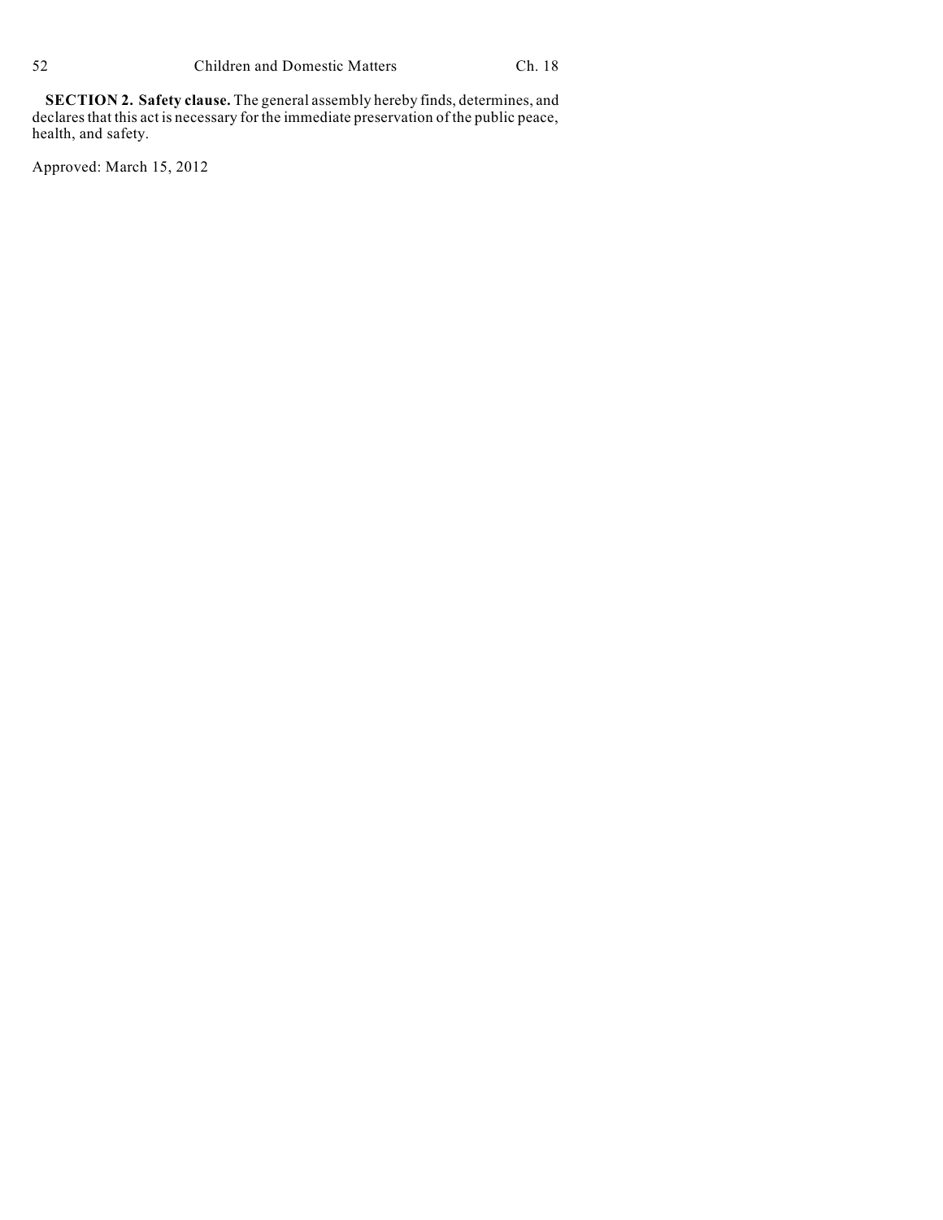**SECTION 2. Safety clause.** The general assembly hereby finds, determines, and declares that this act is necessary for the immediate preservation of the public peace, health, and safety.

Approved: March 15, 2012